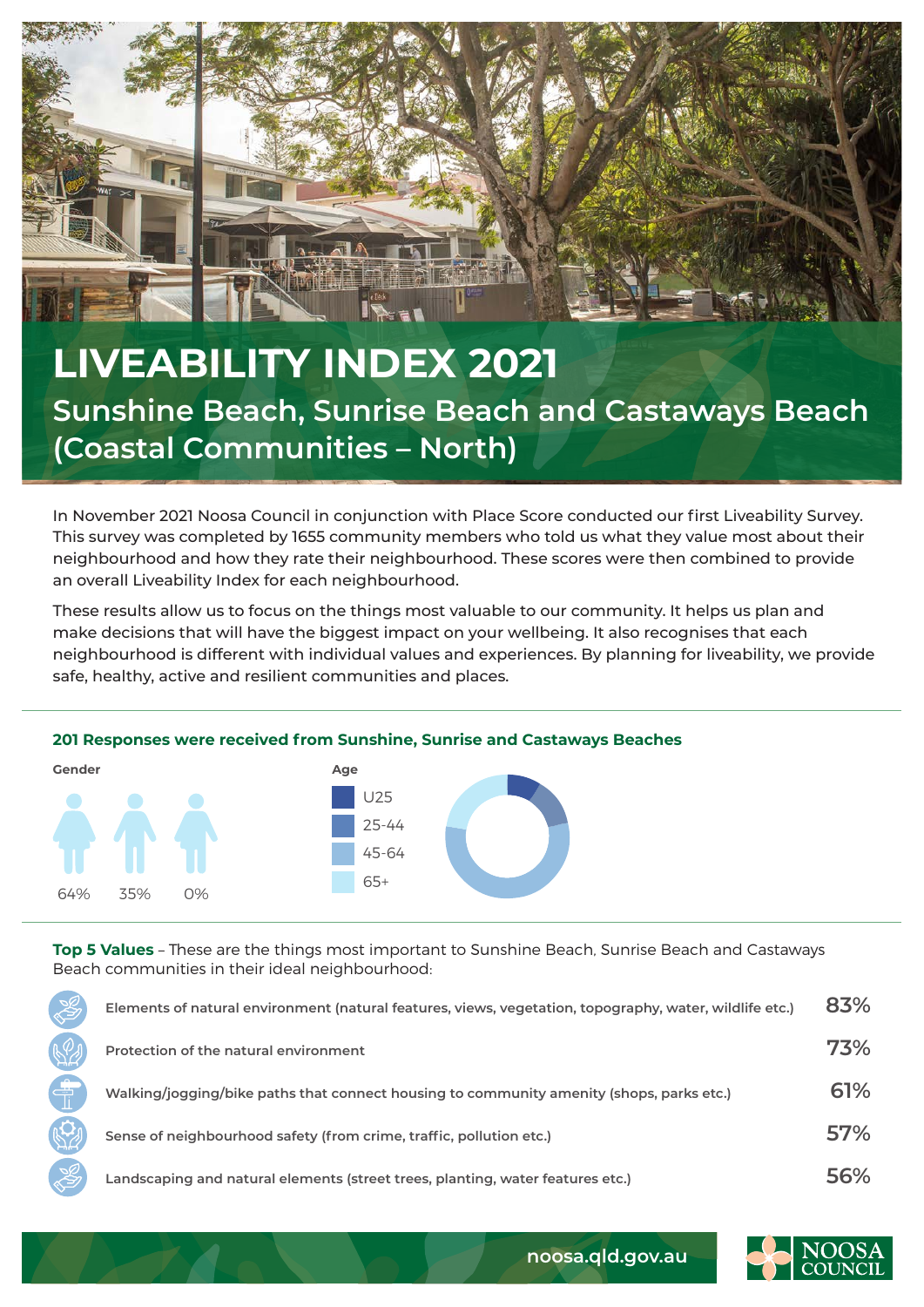# LIVEABILITY INDEX 2021

## Sunshine Beach, Sunrise Beach and Castaways Beach (Coastal Communities – North)

In November 2021 Noosa Council in conjunction with Place Score conducted our first Liveability Survey. This survey was completed by 1655 community members who told us what they value most about their neighbourhood and how they rate their neighbourhood. These scores were then combined to provide an overall Liveability Index for each neighbourhood.

These results allow us to focus on the things most valuable to our community. It helps us plan and make decisions that will have the biggest impact on your wellbeing. It also recognises that each neighbourhood is different with individual values and experiences. By planning for liveability, we provide safe, healthy, active and resilient communities and places.

**201 Responses were received from Sunshine, Sunrise and Castaways Beaches**

**Gender**

64% 35% 0%

**Age**

- U25
- 25-44
- 45-64
- 65+

**Top 5 Values** – These are the things most important to Sunshine Beach, Sunrise Beach and Castaways Beach communities in their ideal neighbourhood:

| Value | % |
|---|---|
| Elements of natural environment (natural features, views, vegetation, topography, water, wildlife etc.) | 83% |
| Protection of the natural environment | 73% |
| Walking/jogging/bike paths that connect housing to community amenity (shops, parks etc.) | 61% |
| Sense of neighbourhood safety (from crime, traffic, pollution etc.) | 57% |
| Landscaping and natural elements (street trees, planting, water features etc.) | 56% |

noosa.qld.gov.au

NOOSA COUNCIL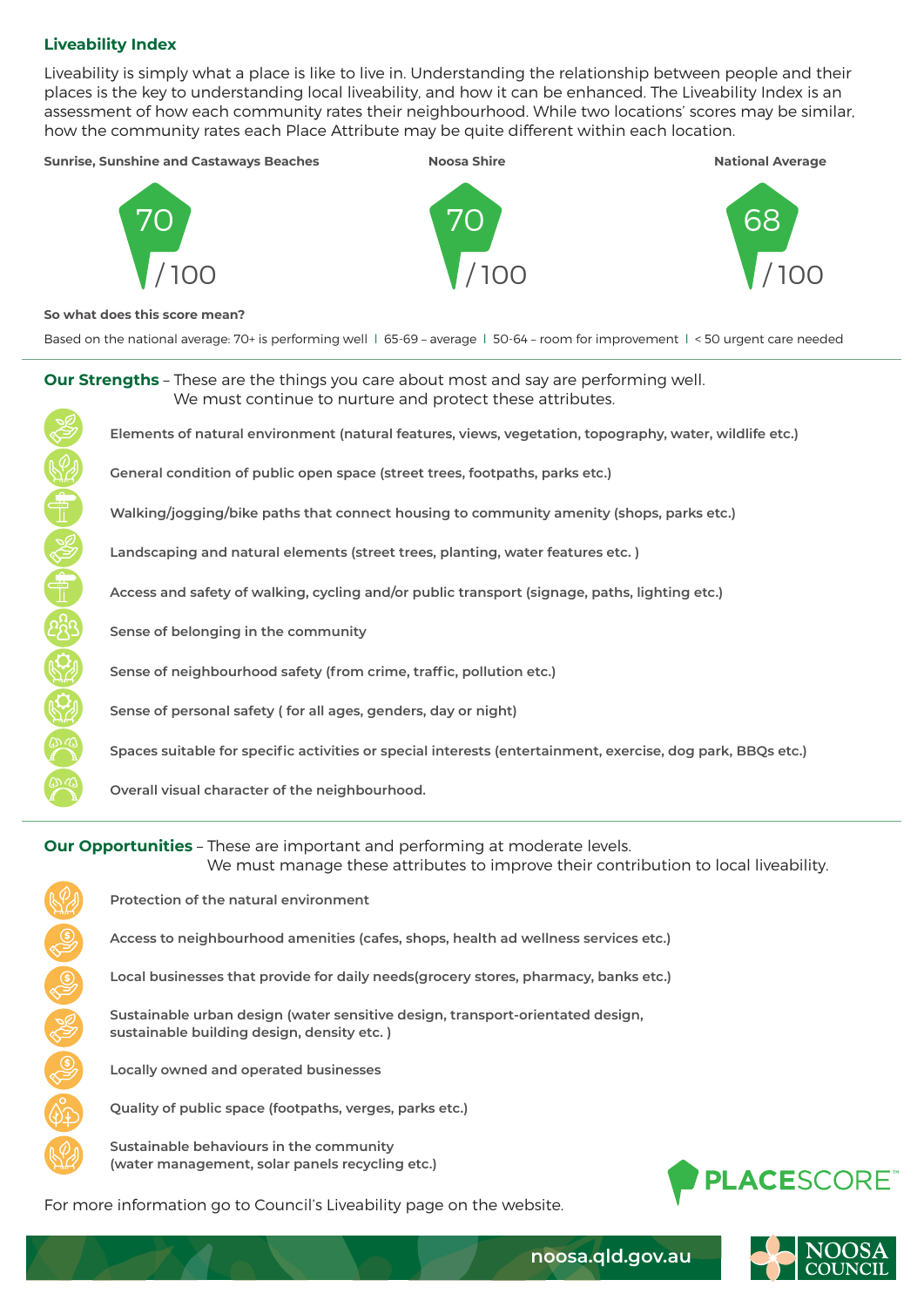## Liveability Index

Liveability is simply what a place is like to live in. Understanding the relationship between people and their places is the key to understanding local liveability, and how it can be enhanced. The Liveability Index is an assessment of how each community rates their neighbourhood. While two locations' scores may be similar, how the community rates each Place Attribute may be quite different within each location.

**Sunrise, Sunshine and Castaways Beaches**

70 / 100

**Noosa Shire**

70 / 100

**National Average**

68 / 100

**So what does this score mean?**

Based on the national average: 70+ is performing well | 65-69 – average | 50-64 – room for improvement | < 50 urgent care needed

**Our Strengths** – These are the things you care about most and say are performing well. We must continue to nurture and protect these attributes.

- Elements of natural environment (natural features, views, vegetation, topography, water, wildlife etc.)
- General condition of public open space (street trees, footpaths, parks etc.)
- Walking/jogging/bike paths that connect housing to community amenity (shops, parks etc.)
- Landscaping and natural elements (street trees, planting, water features etc. )
- Access and safety of walking, cycling and/or public transport (signage, paths, lighting etc.)
- Sense of belonging in the community
- Sense of neighbourhood safety (from crime, traffic, pollution etc.)
- Sense of personal safety ( for all ages, genders, day or night)
- Spaces suitable for specific activities or special interests (entertainment, exercise, dog park, BBQs etc.)
- Overall visual character of the neighbourhood.

**Our Opportunities** – These are important and performing at moderate levels. We must manage these attributes to improve their contribution to local liveability.

- Protection of the natural environment
- Access to neighbourhood amenities (cafes, shops, health ad wellness services etc.)
- Local businesses that provide for daily needs(grocery stores, pharmacy, banks etc.)
- Sustainable urban design (water sensitive design, transport-orientated design, sustainable building design, density etc. )
- Locally owned and operated businesses
- Quality of public space (footpaths, verges, parks etc.)
- Sustainable behaviours in the community (water management, solar panels recycling etc.)

For more information go to Council's Liveability page on the website.

PLACESCORE™

noosa.qld.gov.au

NOOSA COUNCIL